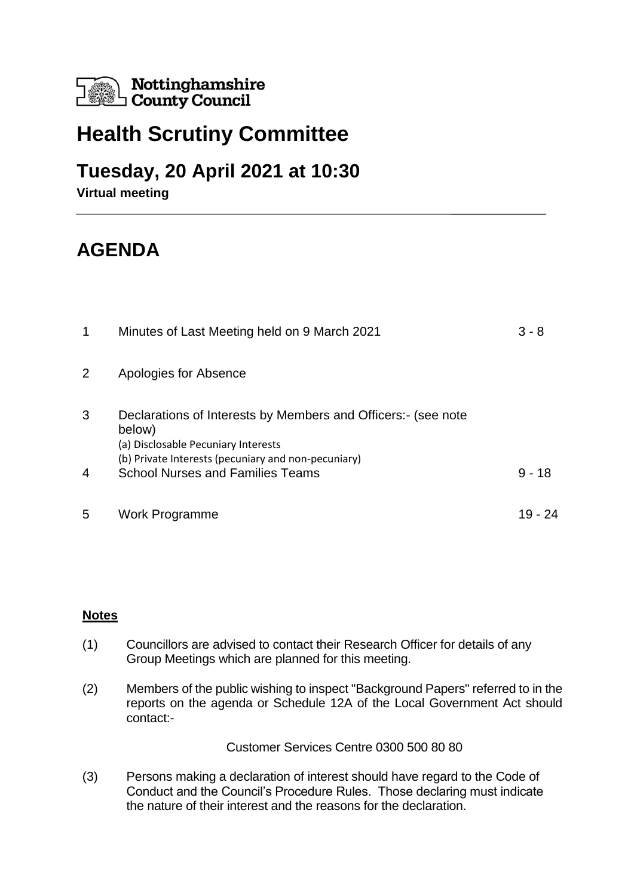Nottinghamshire County Council

# Health Scrutiny Committee

## Tuesday, 20 April 2021 at 10:30

**Virtual meeting**

# AGENDA

| | | |
|---|---|---|
| 1 | Minutes of Last Meeting held on 9 March 2021 | 3 - 8 |
| 2 | Apologies for Absence | |
| 3 | Declarations of Interests by Members and Officers:- (see note below)<br>(a) Disclosable Pecuniary Interests<br>(b) Private Interests (pecuniary and non-pecuniary) | |
| 4 | School Nurses and Families Teams | 9 - 18 |
| 5 | Work Programme | 19 - 24 |

**Notes**

(1) Councillors are advised to contact their Research Officer for details of any Group Meetings which are planned for this meeting.

(2) Members of the public wishing to inspect "Background Papers" referred to in the reports on the agenda or Schedule 12A of the Local Government Act should contact:-

Customer Services Centre 0300 500 80 80

(3) Persons making a declaration of interest should have regard to the Code of Conduct and the Council's Procedure Rules. Those declaring must indicate the nature of their interest and the reasons for the declaration.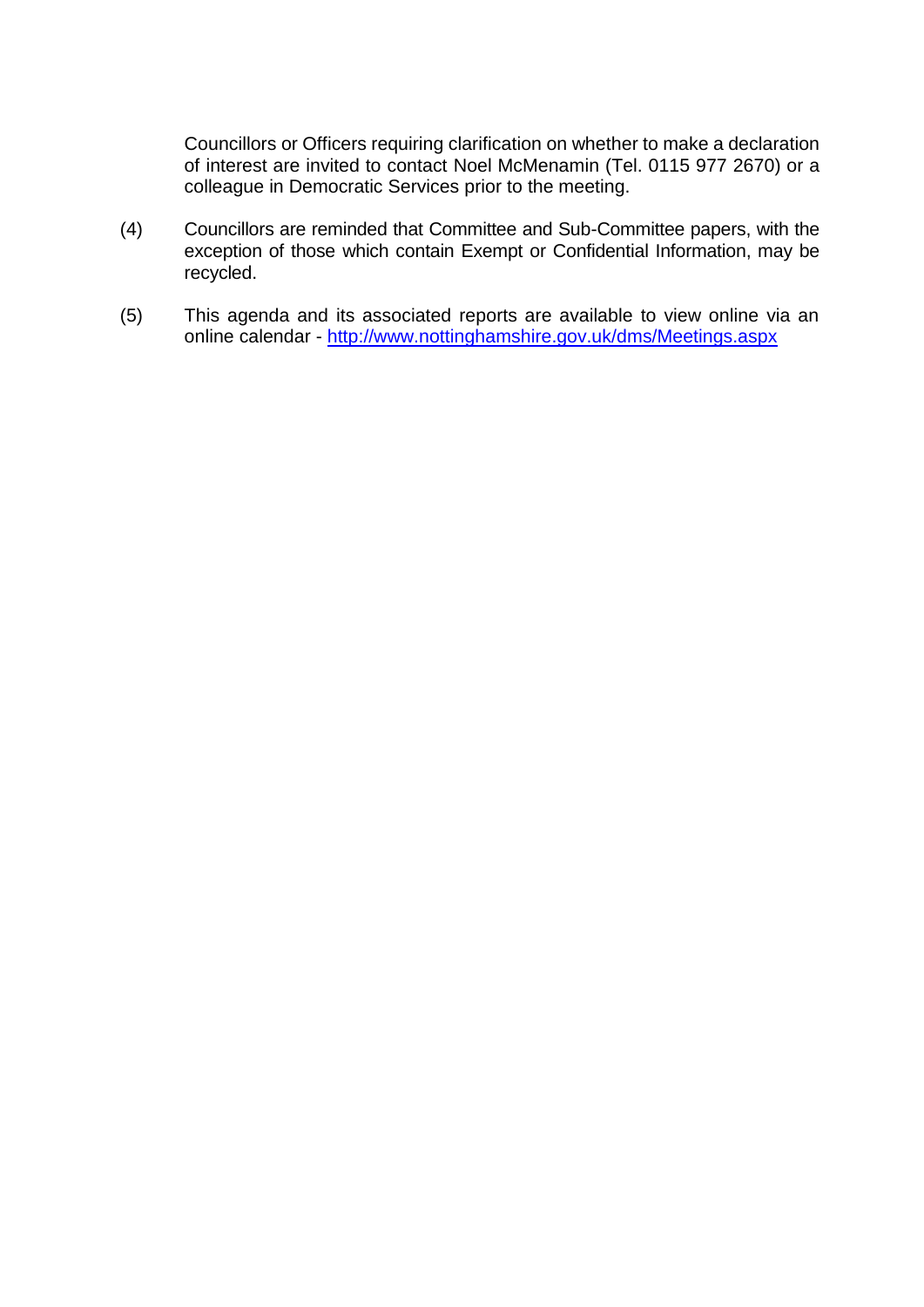Councillors or Officers requiring clarification on whether to make a declaration of interest are invited to contact Noel McMenamin (Tel. 0115 977 2670) or a colleague in Democratic Services prior to the meeting.

(4) Councillors are reminded that Committee and Sub-Committee papers, with the exception of those which contain Exempt or Confidential Information, may be recycled.

(5) This agenda and its associated reports are available to view online via an online calendar - http://www.nottinghamshire.gov.uk/dms/Meetings.aspx